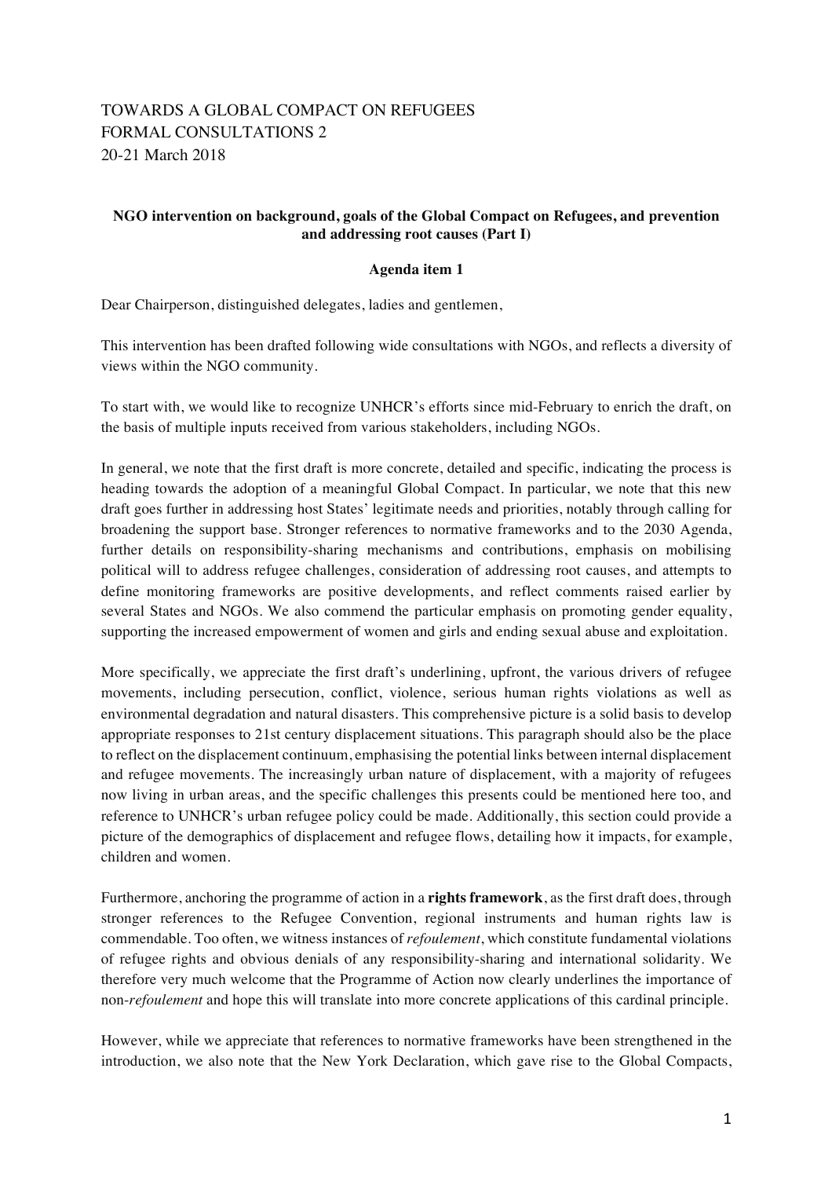TOWARDS A GLOBAL COMPACT ON REFUGEES
FORMAL CONSULTATIONS 2
20-21 March 2018

**NGO intervention on background, goals of the Global Compact on Refugees, and prevention and addressing root causes (Part I)**

**Agenda item 1**

Dear Chairperson, distinguished delegates, ladies and gentlemen,

This intervention has been drafted following wide consultations with NGOs, and reflects a diversity of views within the NGO community.

To start with, we would like to recognize UNHCR's efforts since mid-February to enrich the draft, on the basis of multiple inputs received from various stakeholders, including NGOs.

In general, we note that the first draft is more concrete, detailed and specific, indicating the process is heading towards the adoption of a meaningful Global Compact. In particular, we note that this new draft goes further in addressing host States' legitimate needs and priorities, notably through calling for broadening the support base. Stronger references to normative frameworks and to the 2030 Agenda, further details on responsibility-sharing mechanisms and contributions, emphasis on mobilising political will to address refugee challenges, consideration of addressing root causes, and attempts to define monitoring frameworks are positive developments, and reflect comments raised earlier by several States and NGOs. We also commend the particular emphasis on promoting gender equality, supporting the increased empowerment of women and girls and ending sexual abuse and exploitation.

More specifically, we appreciate the first draft's underlining, upfront, the various drivers of refugee movements, including persecution, conflict, violence, serious human rights violations as well as environmental degradation and natural disasters. This comprehensive picture is a solid basis to develop appropriate responses to 21st century displacement situations. This paragraph should also be the place to reflect on the displacement continuum, emphasising the potential links between internal displacement and refugee movements. The increasingly urban nature of displacement, with a majority of refugees now living in urban areas, and the specific challenges this presents could be mentioned here too, and reference to UNHCR's urban refugee policy could be made. Additionally, this section could provide a picture of the demographics of displacement and refugee flows, detailing how it impacts, for example, children and women.

Furthermore, anchoring the programme of action in a **rights framework**, as the first draft does, through stronger references to the Refugee Convention, regional instruments and human rights law is commendable. Too often, we witness instances of *refoulement*, which constitute fundamental violations of refugee rights and obvious denials of any responsibility-sharing and international solidarity. We therefore very much welcome that the Programme of Action now clearly underlines the importance of non-*refoulement* and hope this will translate into more concrete applications of this cardinal principle.

However, while we appreciate that references to normative frameworks have been strengthened in the introduction, we also note that the New York Declaration, which gave rise to the Global Compacts,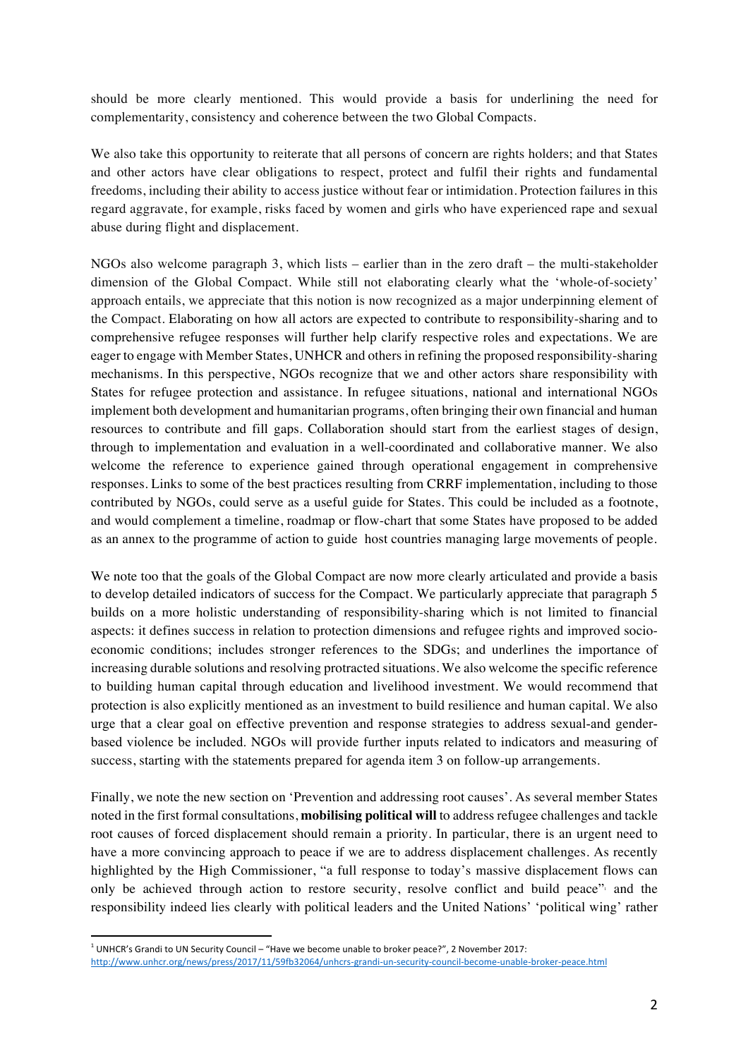should be more clearly mentioned. This would provide a basis for underlining the need for complementarity, consistency and coherence between the two Global Compacts.

We also take this opportunity to reiterate that all persons of concern are rights holders; and that States and other actors have clear obligations to respect, protect and fulfil their rights and fundamental freedoms, including their ability to access justice without fear or intimidation. Protection failures in this regard aggravate, for example, risks faced by women and girls who have experienced rape and sexual abuse during flight and displacement.

NGOs also welcome paragraph 3, which lists – earlier than in the zero draft – the multi-stakeholder dimension of the Global Compact. While still not elaborating clearly what the 'whole-of-society' approach entails, we appreciate that this notion is now recognized as a major underpinning element of the Compact. Elaborating on how all actors are expected to contribute to responsibility-sharing and to comprehensive refugee responses will further help clarify respective roles and expectations. We are eager to engage with Member States, UNHCR and others in refining the proposed responsibility-sharing mechanisms. In this perspective, NGOs recognize that we and other actors share responsibility with States for refugee protection and assistance. In refugee situations, national and international NGOs implement both development and humanitarian programs, often bringing their own financial and human resources to contribute and fill gaps. Collaboration should start from the earliest stages of design, through to implementation and evaluation in a well-coordinated and collaborative manner. We also welcome the reference to experience gained through operational engagement in comprehensive responses. Links to some of the best practices resulting from CRRF implementation, including to those contributed by NGOs, could serve as a useful guide for States. This could be included as a footnote, and would complement a timeline, roadmap or flow-chart that some States have proposed to be added as an annex to the programme of action to guide host countries managing large movements of people.

We note too that the goals of the Global Compact are now more clearly articulated and provide a basis to develop detailed indicators of success for the Compact. We particularly appreciate that paragraph 5 builds on a more holistic understanding of responsibility-sharing which is not limited to financial aspects: it defines success in relation to protection dimensions and refugee rights and improved socio-economic conditions; includes stronger references to the SDGs; and underlines the importance of increasing durable solutions and resolving protracted situations. We also welcome the specific reference to building human capital through education and livelihood investment. We would recommend that protection is also explicitly mentioned as an investment to build resilience and human capital. We also urge that a clear goal on effective prevention and response strategies to address sexual-and gender-based violence be included. NGOs will provide further inputs related to indicators and measuring of success, starting with the statements prepared for agenda item 3 on follow-up arrangements.

Finally, we note the new section on 'Prevention and addressing root causes'. As several member States noted in the first formal consultations, **mobilising political will** to address refugee challenges and tackle root causes of forced displacement should remain a priority. In particular, there is an urgent need to have a more convincing approach to peace if we are to address displacement challenges. As recently highlighted by the High Commissioner, "a full response to today's massive displacement flows can only be achieved through action to restore security, resolve conflict and build peace"[1] and the responsibility indeed lies clearly with political leaders and the United Nations' 'political wing' rather

[1] UNHCR's Grandi to UN Security Council – "Have we become unable to broker peace?", 2 November 2017: http://www.unhcr.org/news/press/2017/11/59fb32064/unhcrs-grandi-un-security-council-become-unable-broker-peace.html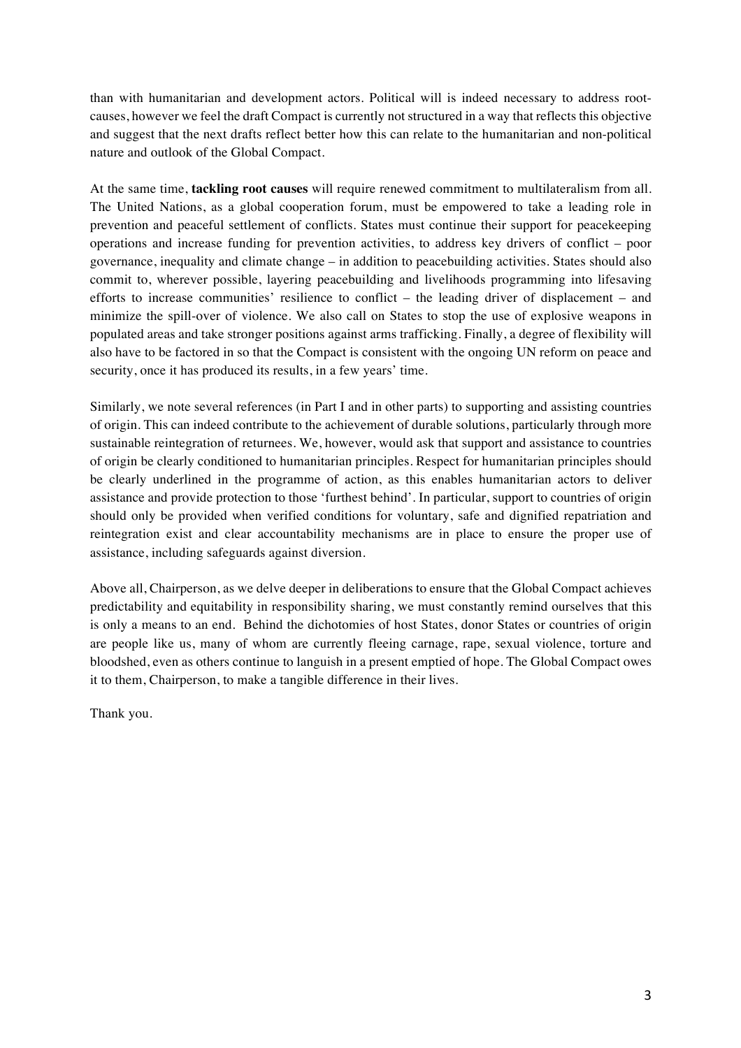than with humanitarian and development actors. Political will is indeed necessary to address root-causes, however we feel the draft Compact is currently not structured in a way that reflects this objective and suggest that the next drafts reflect better how this can relate to the humanitarian and non-political nature and outlook of the Global Compact.

At the same time, **tackling root causes** will require renewed commitment to multilateralism from all. The United Nations, as a global cooperation forum, must be empowered to take a leading role in prevention and peaceful settlement of conflicts. States must continue their support for peacekeeping operations and increase funding for prevention activities, to address key drivers of conflict – poor governance, inequality and climate change – in addition to peacebuilding activities. States should also commit to, wherever possible, layering peacebuilding and livelihoods programming into lifesaving efforts to increase communities' resilience to conflict – the leading driver of displacement – and minimize the spill-over of violence. We also call on States to stop the use of explosive weapons in populated areas and take stronger positions against arms trafficking. Finally, a degree of flexibility will also have to be factored in so that the Compact is consistent with the ongoing UN reform on peace and security, once it has produced its results, in a few years' time.

Similarly, we note several references (in Part I and in other parts) to supporting and assisting countries of origin. This can indeed contribute to the achievement of durable solutions, particularly through more sustainable reintegration of returnees. We, however, would ask that support and assistance to countries of origin be clearly conditioned to humanitarian principles. Respect for humanitarian principles should be clearly underlined in the programme of action, as this enables humanitarian actors to deliver assistance and provide protection to those 'furthest behind'. In particular, support to countries of origin should only be provided when verified conditions for voluntary, safe and dignified repatriation and reintegration exist and clear accountability mechanisms are in place to ensure the proper use of assistance, including safeguards against diversion.

Above all, Chairperson, as we delve deeper in deliberations to ensure that the Global Compact achieves predictability and equitability in responsibility sharing, we must constantly remind ourselves that this is only a means to an end. Behind the dichotomies of host States, donor States or countries of origin are people like us, many of whom are currently fleeing carnage, rape, sexual violence, torture and bloodshed, even as others continue to languish in a present emptied of hope. The Global Compact owes it to them, Chairperson, to make a tangible difference in their lives.

Thank you.